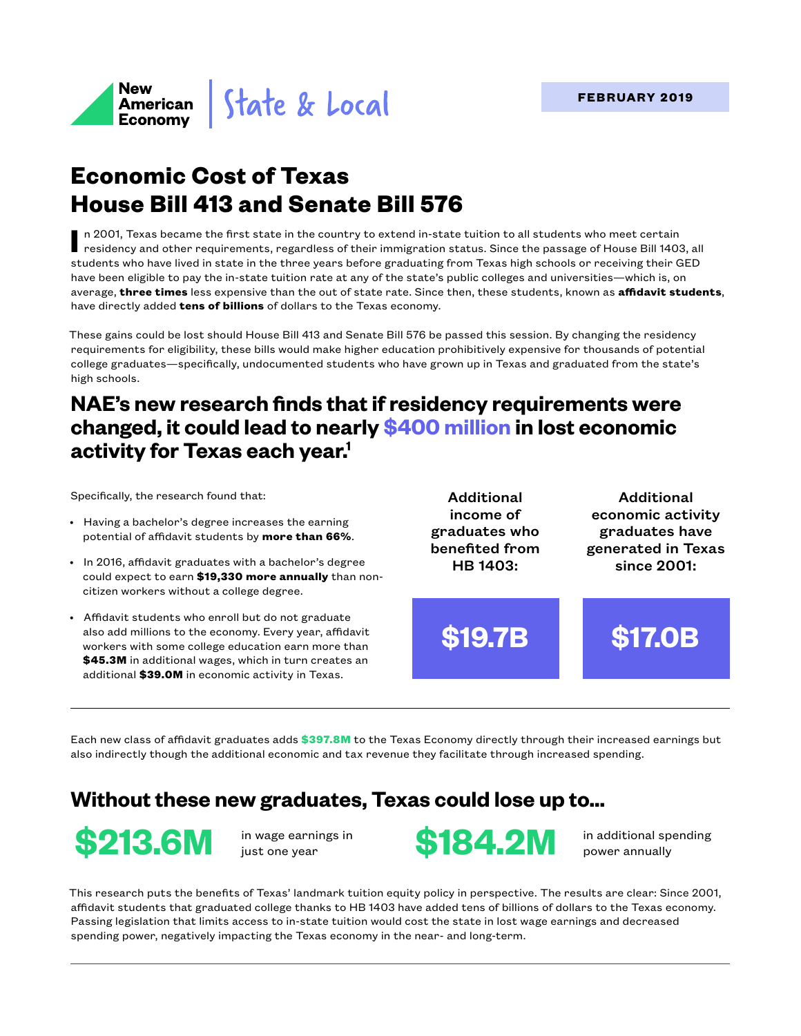New American Economy | State & Local

**FEBRUARY 2019**

# Economic Cost of Texas House Bill 413 and Senate Bill 576

In 2001, Texas became the first state in the country to extend in-state tuition to all students who meet certain residency and other requirements, regardless of their immigration status. Since the passage of House Bill 1403, all students who have lived in state in the three years before graduating from Texas high schools or receiving their GED have been eligible to pay the in-state tuition rate at any of the state's public colleges and universities—which is, on average, **three times** less expensive than the out of state rate. Since then, these students, known as **affidavit students**, have directly added **tens of billions** of dollars to the Texas economy.

These gains could be lost should House Bill 413 and Senate Bill 576 be passed this session. By changing the residency requirements for eligibility, these bills would make higher education prohibitively expensive for thousands of potential college graduates—specifically, undocumented students who have grown up in Texas and graduated from the state's high schools.

## NAE's new research finds that if residency requirements were changed, it could lead to nearly $400 million in lost economic activity for Texas each year.[1]

Specifically, the research found that:

- Having a bachelor's degree increases the earning potential of affidavit students by **more than 66%**.
- In 2016, affidavit graduates with a bachelor's degree could expect to earn **$19,330 more annually** than non-citizen workers without a college degree.
- Affidavit students who enroll but do not graduate also add millions to the economy. Every year, affidavit workers with some college education earn more than **$45.3M** in additional wages, which in turn creates an additional **$39.0M** in economic activity in Texas.

Additional income of graduates who benefited from HB 1403:

**$19.7B**

Additional economic activity graduates have generated in Texas since 2001:

**$17.0B**

---

Each new class of affidavit graduates adds **$397.8M** to the Texas Economy directly through their increased earnings but also indirectly though the additional economic and tax revenue they facilitate through increased spending.

## Without these new graduates, Texas could lose up to...

**$213.6M** in wage earnings in just one year

**$184.2M** in additional spending power annually

This research puts the benefits of Texas' landmark tuition equity policy in perspective. The results are clear: Since 2001, affidavit students that graduated college thanks to HB 1403 have added tens of billions of dollars to the Texas economy. Passing legislation that limits access to in-state tuition would cost the state in lost wage earnings and decreased spending power, negatively impacting the Texas economy in the near- and long-term.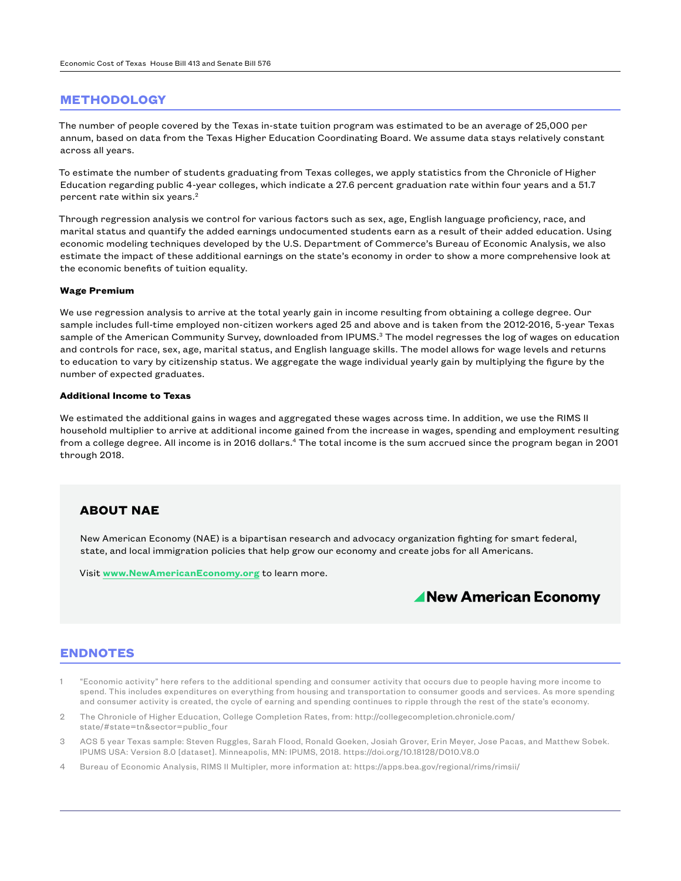## METHODOLOGY

The number of people covered by the Texas in-state tuition program was estimated to be an average of 25,000 per annum, based on data from the Texas Higher Education Coordinating Board. We assume data stays relatively constant across all years.

To estimate the number of students graduating from Texas colleges, we apply statistics from the Chronicle of Higher Education regarding public 4-year colleges, which indicate a 27.6 percent graduation rate within four years and a 51.7 percent rate within six years.[2]

Through regression analysis we control for various factors such as sex, age, English language proficiency, race, and marital status and quantify the added earnings undocumented students earn as a result of their added education. Using economic modeling techniques developed by the U.S. Department of Commerce's Bureau of Economic Analysis, we also estimate the impact of these additional earnings on the state's economy in order to show a more comprehensive look at the economic benefits of tuition equality.

**Wage Premium**

We use regression analysis to arrive at the total yearly gain in income resulting from obtaining a college degree. Our sample includes full-time employed non-citizen workers aged 25 and above and is taken from the 2012-2016, 5-year Texas sample of the American Community Survey, downloaded from IPUMS.[3] The model regresses the log of wages on education and controls for race, sex, age, marital status, and English language skills. The model allows for wage levels and returns to education to vary by citizenship status. We aggregate the wage individual yearly gain by multiplying the figure by the number of expected graduates.

**Additional Income to Texas**

We estimated the additional gains in wages and aggregated these wages across time. In addition, we use the RIMS II household multiplier to arrive at additional income gained from the increase in wages, spending and employment resulting from a college degree. All income is in 2016 dollars.[4] The total income is the sum accrued since the program began in 2001 through 2018.

### ABOUT NAE

New American Economy (NAE) is a bipartisan research and advocacy organization fighting for smart federal, state, and local immigration policies that help grow our economy and create jobs for all Americans.

Visit **www.NewAmericanEconomy.org** to learn more.

**New American Economy**

## ENDNOTES

1. "Economic activity" here refers to the additional spending and consumer activity that occurs due to people having more income to spend. This includes expenditures on everything from housing and transportation to consumer goods and services. As more spending and consumer activity is created, the cycle of earning and spending continues to ripple through the rest of the state's economy.
2. The Chronicle of Higher Education, College Completion Rates, from: http://collegecompletion.chronicle.com/state/#state=tn&sector=public_four
3. ACS 5 year Texas sample: Steven Ruggles, Sarah Flood, Ronald Goeken, Josiah Grover, Erin Meyer, Jose Pacas, and Matthew Sobek. IPUMS USA: Version 8.0 [dataset]. Minneapolis, MN: IPUMS, 2018. https://doi.org/10.18128/D010.V8.0
4. Bureau of Economic Analysis, RIMS II Multipler, more information at: https://apps.bea.gov/regional/rims/rimsii/